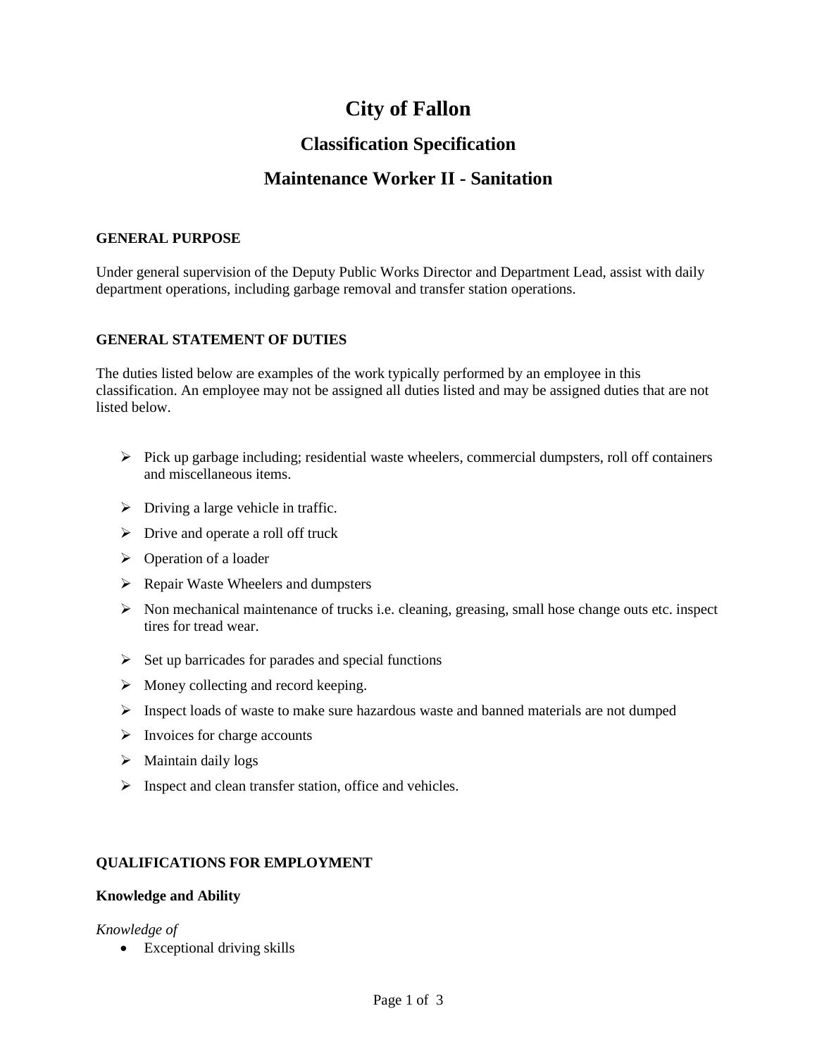# City of Fallon

## Classification Specification

## Maintenance Worker II - Sanitation

### GENERAL PURPOSE

Under general supervision of the Deputy Public Works Director and Department Lead, assist with daily department operations, including garbage removal and transfer station operations.

### GENERAL STATEMENT OF DUTIES

The duties listed below are examples of the work typically performed by an employee in this classification. An employee may not be assigned all duties listed and may be assigned duties that are not listed below.

- Pick up garbage including; residential waste wheelers, commercial dumpsters, roll off containers and miscellaneous items.
- Driving a large vehicle in traffic.
- Drive and operate a roll off truck
- Operation of a loader
- Repair Waste Wheelers and dumpsters
- Non mechanical maintenance of trucks i.e. cleaning, greasing, small hose change outs etc. inspect tires for tread wear.
- Set up barricades for parades and special functions
- Money collecting and record keeping.
- Inspect loads of waste to make sure hazardous waste and banned materials are not dumped
- Invoices for charge accounts
- Maintain daily logs
- Inspect and clean transfer station, office and vehicles.

### QUALIFICATIONS FOR EMPLOYMENT

#### Knowledge and Ability

*Knowledge of*

- Exceptional driving skills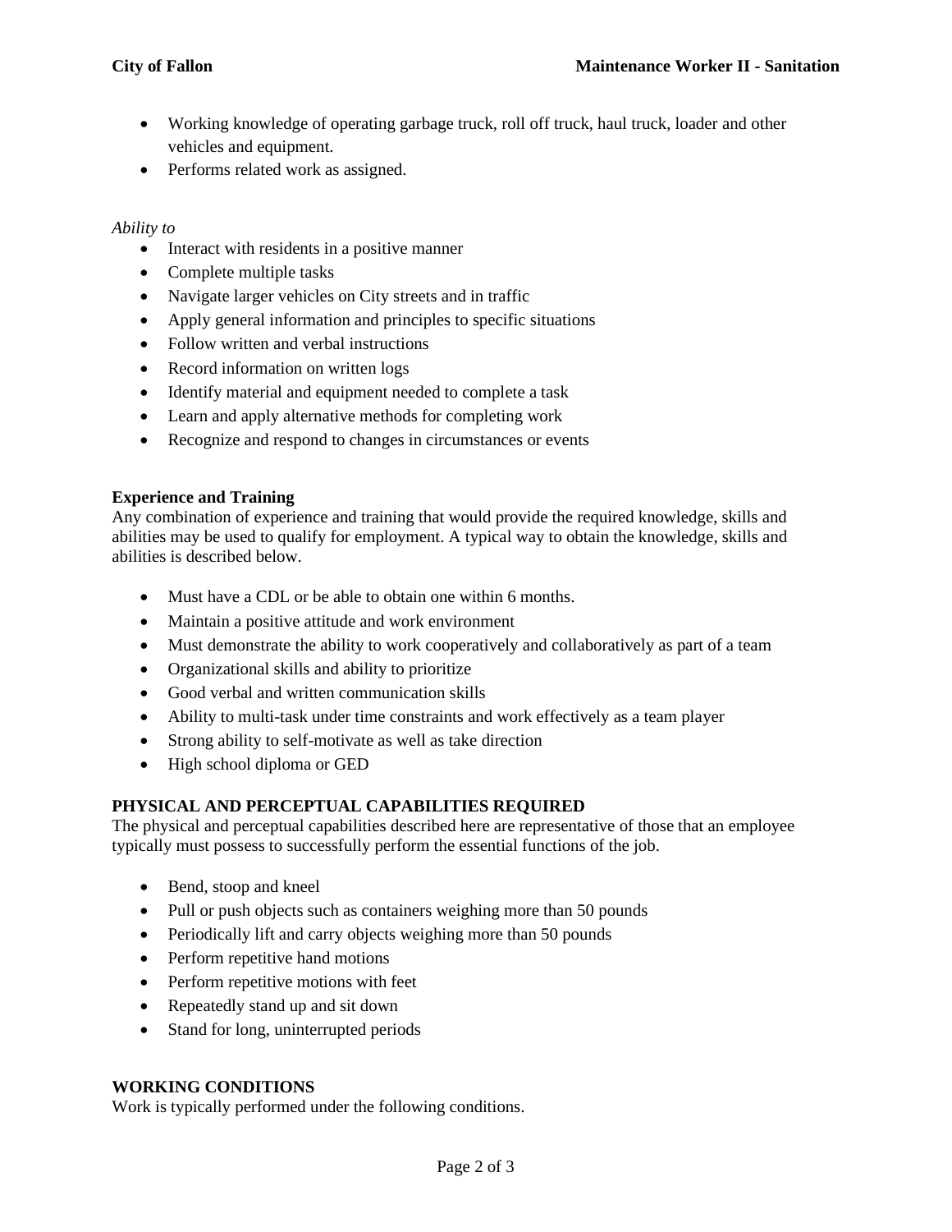- Working knowledge of operating garbage truck, roll off truck, haul truck, loader and other vehicles and equipment.
- Performs related work as assigned.

*Ability to*

- Interact with residents in a positive manner
- Complete multiple tasks
- Navigate larger vehicles on City streets and in traffic
- Apply general information and principles to specific situations
- Follow written and verbal instructions
- Record information on written logs
- Identify material and equipment needed to complete a task
- Learn and apply alternative methods for completing work
- Recognize and respond to changes in circumstances or events

**Experience and Training**

Any combination of experience and training that would provide the required knowledge, skills and abilities may be used to qualify for employment. A typical way to obtain the knowledge, skills and abilities is described below.

- Must have a CDL or be able to obtain one within 6 months.
- Maintain a positive attitude and work environment
- Must demonstrate the ability to work cooperatively and collaboratively as part of a team
- Organizational skills and ability to prioritize
- Good verbal and written communication skills
- Ability to multi-task under time constraints and work effectively as a team player
- Strong ability to self-motivate as well as take direction
- High school diploma or GED

## PHYSICAL AND PERCEPTUAL CAPABILITIES REQUIRED

The physical and perceptual capabilities described here are representative of those that an employee typically must possess to successfully perform the essential functions of the job.

- Bend, stoop and kneel
- Pull or push objects such as containers weighing more than 50 pounds
- Periodically lift and carry objects weighing more than 50 pounds
- Perform repetitive hand motions
- Perform repetitive motions with feet
- Repeatedly stand up and sit down
- Stand for long, uninterrupted periods

## WORKING CONDITIONS

Work is typically performed under the following conditions.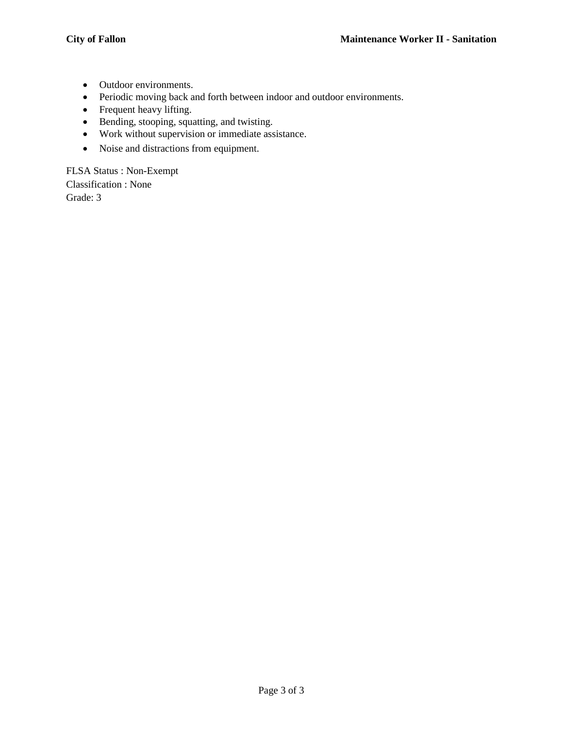- Outdoor environments.
- Periodic moving back and forth between indoor and outdoor environments.
- Frequent heavy lifting.
- Bending, stooping, squatting, and twisting.
- Work without supervision or immediate assistance.
- Noise and distractions from equipment.

FLSA Status : Non-Exempt
Classification : None
Grade: 3